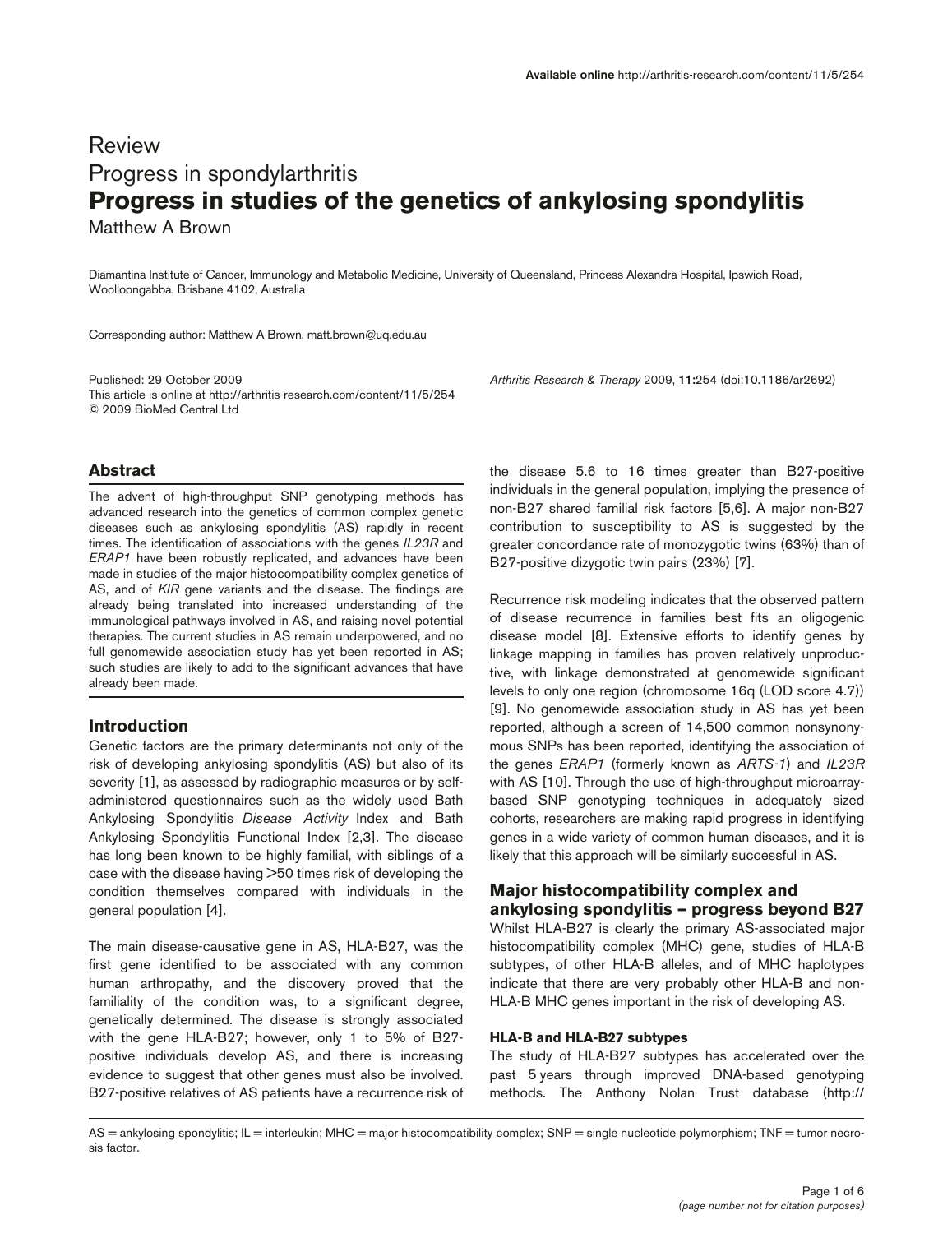Review

Progress in spondylarthritis

# Progress in studies of the genetics of ankylosing spondylitis

Matthew A Brown

Diamantina Institute of Cancer, Immunology and Metabolic Medicine, University of Queensland, Princess Alexandra Hospital, Ipswich Road, Woolloongabba, Brisbane 4102, Australia

Corresponding author: Matthew A Brown, matt.brown@uq.edu.au

Published: 29 October 2009

This article is online at http://arthritis-research.com/content/11/5/254

© 2009 BioMed Central Ltd

*Arthritis Research & Therapy* 2009, **11**:254 (doi:10.1186/ar2692)

## Abstract

The advent of high-throughput SNP genotyping methods has advanced research into the genetics of common complex genetic diseases such as ankylosing spondylitis (AS) rapidly in recent times. The identification of associations with the genes *IL23R* and *ERAP1* have been robustly replicated, and advances have been made in studies of the major histocompatibility complex genetics of AS, and of *KIR* gene variants and the disease. The findings are already being translated into increased understanding of the immunological pathways involved in AS, and raising novel potential therapies. The current studies in AS remain underpowered, and no full genomewide association study has yet been reported in AS; such studies are likely to add to the significant advances that have already been made.

## Introduction

Genetic factors are the primary determinants not only of the risk of developing ankylosing spondylitis (AS) but also of its severity [1], as assessed by radiographic measures or by self-administered questionnaires such as the widely used Bath Ankylosing Spondylitis *Disease Activity* Index and Bath Ankylosing Spondylitis Functional Index [2,3]. The disease has long been known to be highly familial, with siblings of a case with the disease having >50 times risk of developing the condition themselves compared with individuals in the general population [4].

The main disease-causative gene in AS, HLA-B27, was the first gene identified to be associated with any common human arthropathy, and the discovery proved that the familiality of the condition was, to a significant degree, genetically determined. The disease is strongly associated with the gene HLA-B27; however, only 1 to 5% of B27-positive individuals develop AS, and there is increasing evidence to suggest that other genes must also be involved. B27-positive relatives of AS patients have a recurrence risk of the disease 5.6 to 16 times greater than B27-positive individuals in the general population, implying the presence of non-B27 shared familial risk factors [5,6]. A major non-B27 contribution to susceptibility to AS is suggested by the greater concordance rate of monozygotic twins (63%) than of B27-positive dizygotic twin pairs (23%) [7].

Recurrence risk modeling indicates that the observed pattern of disease recurrence in families best fits an oligogenic disease model [8]. Extensive efforts to identify genes by linkage mapping in families has proven relatively unproductive, with linkage demonstrated at genomewide significant levels to only one region (chromosome 16q (LOD score 4.7)) [9]. No genomewide association study in AS has yet been reported, although a screen of 14,500 common nonsynonymous SNPs has been reported, identifying the association of the genes *ERAP1* (formerly known as *ARTS-1*) and *IL23R* with AS [10]. Through the use of high-throughput microarray-based SNP genotyping techniques in adequately sized cohorts, researchers are making rapid progress in identifying genes in a wide variety of common human diseases, and it is likely that this approach will be similarly successful in AS.

## Major histocompatibility complex and ankylosing spondylitis – progress beyond B27

Whilst HLA-B27 is clearly the primary AS-associated major histocompatibility complex (MHC) gene, studies of HLA-B subtypes, of other HLA-B alleles, and of MHC haplotypes indicate that there are very probably other HLA-B and non-HLA-B MHC genes important in the risk of developing AS.

### HLA-B and HLA-B27 subtypes

The study of HLA-B27 subtypes has accelerated over the past 5 years through improved DNA-based genotyping methods. The Anthony Nolan Trust database (http://

AS = ankylosing spondylitis; IL = interleukin; MHC = major histocompatibility complex; SNP = single nucleotide polymorphism; TNF = tumor necrosis factor.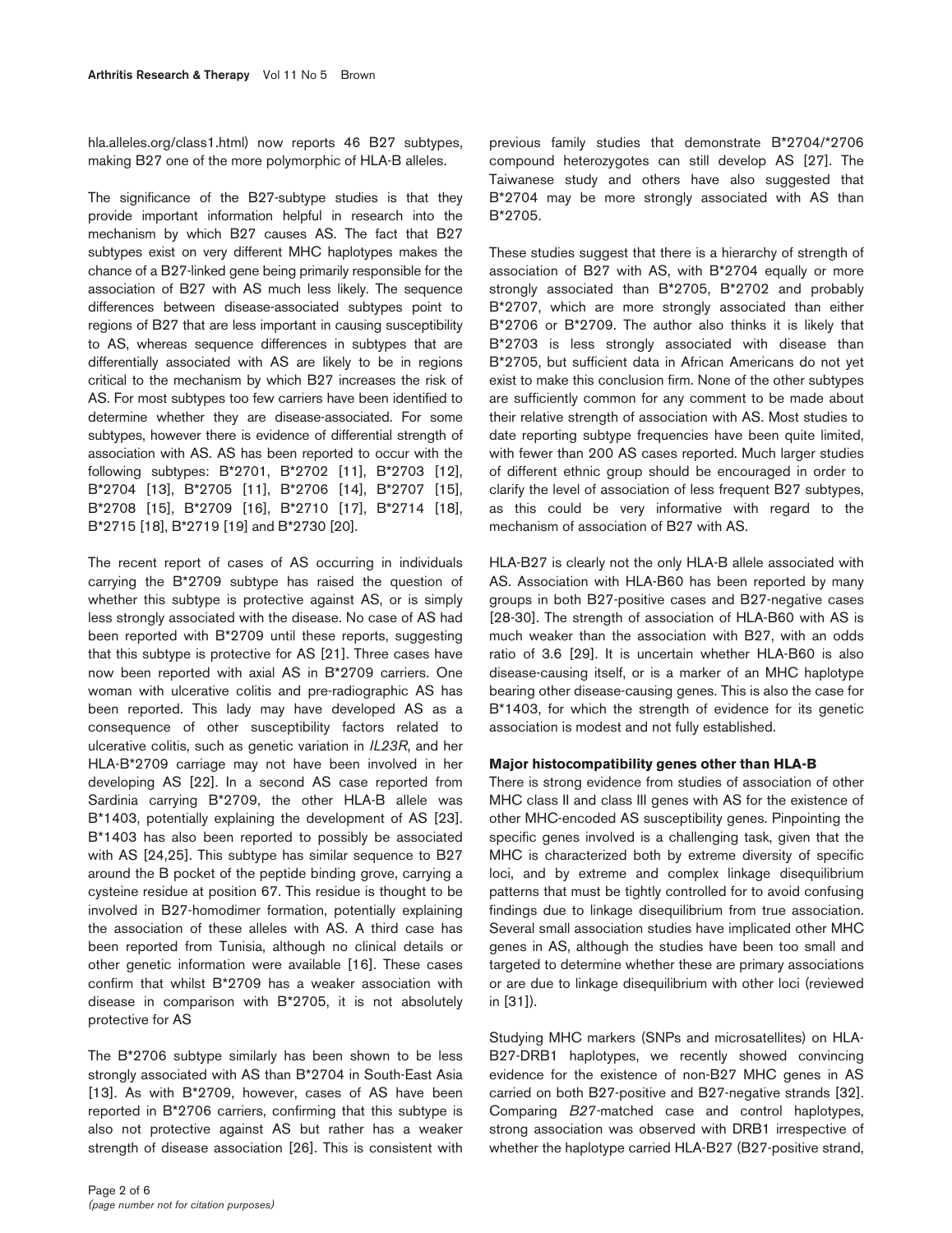hla.alleles.org/class1.html) now reports 46 B27 subtypes, making B27 one of the more polymorphic of HLA-B alleles.

The significance of the B27-subtype studies is that they provide important information helpful in research into the mechanism by which B27 causes AS. The fact that B27 subtypes exist on very different MHC haplotypes makes the chance of a B27-linked gene being primarily responsible for the association of B27 with AS much less likely. The sequence differences between disease-associated subtypes point to regions of B27 that are less important in causing susceptibility to AS, whereas sequence differences in subtypes that are differentially associated with AS are likely to be in regions critical to the mechanism by which B27 increases the risk of AS. For most subtypes too few carriers have been identified to determine whether they are disease-associated. For some subtypes, however there is evidence of differential strength of association with AS. AS has been reported to occur with the following subtypes: B*2701, B*2702 [11], B*2703 [12], B*2704 [13], B*2705 [11], B*2706 [14], B*2707 [15], B*2708 [15], B*2709 [16], B*2710 [17], B*2714 [18], B*2715 [18], B*2719 [19] and B*2730 [20].

The recent report of cases of AS occurring in individuals carrying the B*2709 subtype has raised the question of whether this subtype is protective against AS, or is simply less strongly associated with the disease. No case of AS had been reported with B*2709 until these reports, suggesting that this subtype is protective for AS [21]. Three cases have now been reported with axial AS in B*2709 carriers. One woman with ulcerative colitis and pre-radiographic AS has been reported. This lady may have developed AS as a consequence of other susceptibility factors related to ulcerative colitis, such as genetic variation in *IL23R*, and her HLA-B*2709 carriage may not have been involved in her developing AS [22]. In a second AS case reported from Sardinia carrying B*2709, the other HLA-B allele was B*1403, potentially explaining the development of AS [23]. B*1403 has also been reported to possibly be associated with AS [24,25]. This subtype has similar sequence to B27 around the B pocket of the peptide binding grove, carrying a cysteine residue at position 67. This residue is thought to be involved in B27-homodimer formation, potentially explaining the association of these alleles with AS. A third case has been reported from Tunisia, although no clinical details or other genetic information were available [16]. These cases confirm that whilst B*2709 has a weaker association with disease in comparison with B*2705, it is not absolutely protective for AS

The B*2706 subtype similarly has been shown to be less strongly associated with AS than B*2704 in South-East Asia [13]. As with B*2709, however, cases of AS have been reported in B*2706 carriers, confirming that this subtype is also not protective against AS but rather has a weaker strength of disease association [26]. This is consistent with previous family studies that demonstrate B*2704/*2706 compound heterozygotes can still develop AS [27]. The Taiwanese study and others have also suggested that B*2704 may be more strongly associated with AS than B*2705.

These studies suggest that there is a hierarchy of strength of association of B27 with AS, with B*2704 equally or more strongly associated than B*2705, B*2702 and probably B*2707, which are more strongly associated than either B*2706 or B*2709. The author also thinks it is likely that B*2703 is less strongly associated with disease than B*2705, but sufficient data in African Americans do not yet exist to make this conclusion firm. None of the other subtypes are sufficiently common for any comment to be made about their relative strength of association with AS. Most studies to date reporting subtype frequencies have been quite limited, with fewer than 200 AS cases reported. Much larger studies of different ethnic group should be encouraged in order to clarify the level of association of less frequent B27 subtypes, as this could be very informative with regard to the mechanism of association of B27 with AS.

HLA-B27 is clearly not the only HLA-B allele associated with AS. Association with HLA-B60 has been reported by many groups in both B27-positive cases and B27-negative cases [28-30]. The strength of association of HLA-B60 with AS is much weaker than the association with B27, with an odds ratio of 3.6 [29]. It is uncertain whether HLA-B60 is also disease-causing itself, or is a marker of an MHC haplotype bearing other disease-causing genes. This is also the case for B*1403, for which the strength of evidence for its genetic association is modest and not fully established.

### Major histocompatibility genes other than HLA-B

There is strong evidence from studies of association of other MHC class II and class III genes with AS for the existence of other MHC-encoded AS susceptibility genes. Pinpointing the specific genes involved is a challenging task, given that the MHC is characterized both by extreme diversity of specific loci, and by extreme and complex linkage disequilibrium patterns that must be tightly controlled for to avoid confusing findings due to linkage disequilibrium from true association. Several small association studies have implicated other MHC genes in AS, although the studies have been too small and targeted to determine whether these are primary associations or are due to linkage disequilibrium with other loci (reviewed in [31]).

Studying MHC markers (SNPs and microsatellites) on HLA-B27-DRB1 haplotypes, we recently showed convincing evidence for the existence of non-B27 MHC genes in AS carried on both B27-positive and B27-negative strands [32]. Comparing *B27*-matched case and control haplotypes, strong association was observed with DRB1 irrespective of whether the haplotype carried HLA-B27 (B27-positive strand,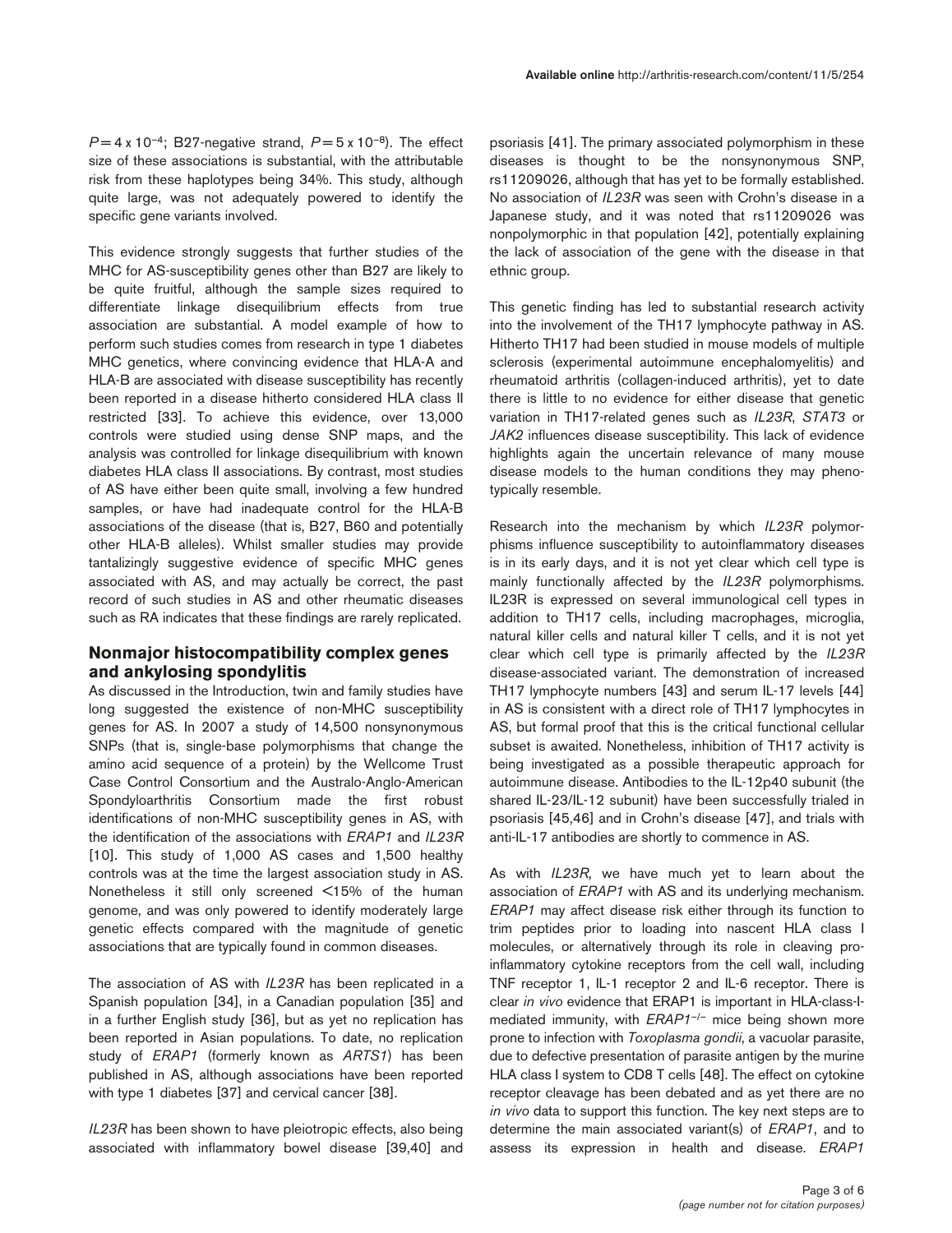$P = 4 \times 10^{-4}$; B27-negative strand, $P = 5 \times 10^{-8}$). The effect size of these associations is substantial, with the attributable risk from these haplotypes being 34%. This study, although quite large, was not adequately powered to identify the specific gene variants involved.

This evidence strongly suggests that further studies of the MHC for AS-susceptibility genes other than B27 are likely to be quite fruitful, although the sample sizes required to differentiate linkage disequilibrium effects from true association are substantial. A model example of how to perform such studies comes from research in type 1 diabetes MHC genetics, where convincing evidence that HLA-A and HLA-B are associated with disease susceptibility has recently been reported in a disease hitherto considered HLA class II restricted [33]. To achieve this evidence, over 13,000 controls were studied using dense SNP maps, and the analysis was controlled for linkage disequilibrium with known diabetes HLA class II associations. By contrast, most studies of AS have either been quite small, involving a few hundred samples, or have had inadequate control for the HLA-B associations of the disease (that is, B27, B60 and potentially other HLA-B alleles). Whilst smaller studies may provide tantalizingly suggestive evidence of specific MHC genes associated with AS, and may actually be correct, the past record of such studies in AS and other rheumatic diseases such as RA indicates that these findings are rarely replicated.

## Nonmajor histocompatibility complex genes and ankylosing spondylitis

As discussed in the Introduction, twin and family studies have long suggested the existence of non-MHC susceptibility genes for AS. In 2007 a study of 14,500 nonsynonymous SNPs (that is, single-base polymorphisms that change the amino acid sequence of a protein) by the Wellcome Trust Case Control Consortium and the Australo-Anglo-American Spondyloarthritis Consortium made the first robust identifications of non-MHC susceptibility genes in AS, with the identification of the associations with *ERAP1* and *IL23R* [10]. This study of 1,000 AS cases and 1,500 healthy controls was at the time the largest association study in AS. Nonetheless it still only screened <15% of the human genome, and was only powered to identify moderately large genetic effects compared with the magnitude of genetic associations that are typically found in common diseases.

The association of AS with *IL23R* has been replicated in a Spanish population [34], in a Canadian population [35] and in a further English study [36], but as yet no replication has been reported in Asian populations. To date, no replication study of *ERAP1* (formerly known as *ARTS1*) has been published in AS, although associations have been reported with type 1 diabetes [37] and cervical cancer [38].

*IL23R* has been shown to have pleiotropic effects, also being associated with inflammatory bowel disease [39,40] and psoriasis [41]. The primary associated polymorphism in these diseases is thought to be the nonsynonymous SNP, rs11209026, although that has yet to be formally established. No association of *IL23R* was seen with Crohn's disease in a Japanese study, and it was noted that rs11209026 was nonpolymorphic in that population [42], potentially explaining the lack of association of the gene with the disease in that ethnic group.

This genetic finding has led to substantial research activity into the involvement of the TH17 lymphocyte pathway in AS. Hitherto TH17 had been studied in mouse models of multiple sclerosis (experimental autoimmune encephalomyelitis) and rheumatoid arthritis (collagen-induced arthritis), yet to date there is little to no evidence for either disease that genetic variation in TH17-related genes such as *IL23R*, *STAT3* or *JAK2* influences disease susceptibility. This lack of evidence highlights again the uncertain relevance of many mouse disease models to the human conditions they may phenotypically resemble.

Research into the mechanism by which *IL23R* polymorphisms influence susceptibility to autoinflammatory diseases is in its early days, and it is not yet clear which cell type is mainly functionally affected by the *IL23R* polymorphisms. IL23R is expressed on several immunological cell types in addition to TH17 cells, including macrophages, microglia, natural killer cells and natural killer T cells, and it is not yet clear which cell type is primarily affected by the *IL23R* disease-associated variant. The demonstration of increased TH17 lymphocyte numbers [43] and serum IL-17 levels [44] in AS is consistent with a direct role of TH17 lymphocytes in AS, but formal proof that this is the critical functional cellular subset is awaited. Nonetheless, inhibition of TH17 activity is being investigated as a possible therapeutic approach for autoimmune disease. Antibodies to the IL-12p40 subunit (the shared IL-23/IL-12 subunit) have been successfully trialed in psoriasis [45,46] and in Crohn's disease [47], and trials with anti-IL-17 antibodies are shortly to commence in AS.

As with *IL23R*, we have much yet to learn about the association of *ERAP1* with AS and its underlying mechanism. *ERAP1* may affect disease risk either through its function to trim peptides prior to loading into nascent HLA class I molecules, or alternatively through its role in cleaving pro-inflammatory cytokine receptors from the cell wall, including TNF receptor 1, IL-1 receptor 2 and IL-6 receptor. There is clear *in vivo* evidence that ERAP1 is important in HLA-class-I-mediated immunity, with $ERAP1^{-/-}$ mice being shown more prone to infection with *Toxoplasma gondii*, a vacuolar parasite, due to defective presentation of parasite antigen by the murine HLA class I system to CD8 T cells [48]. The effect on cytokine receptor cleavage has been debated and as yet there are no *in vivo* data to support this function. The key next steps are to determine the main associated variant(s) of *ERAP1*, and to assess its expression in health and disease. *ERAP1*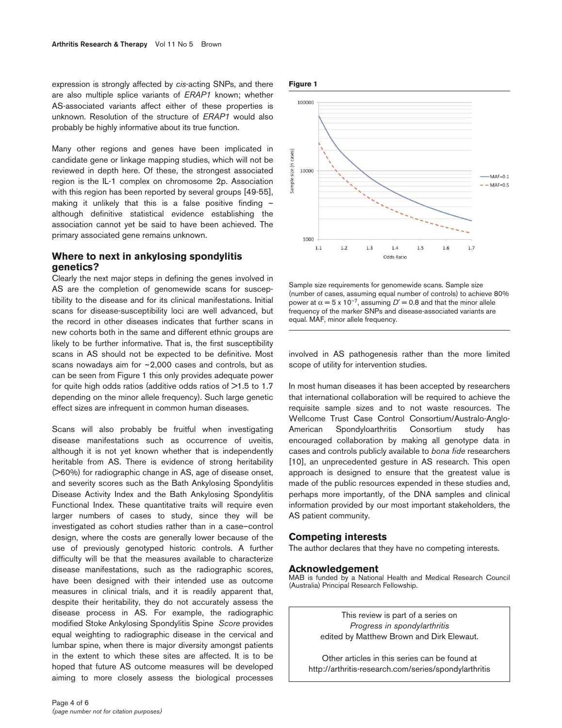expression is strongly affected by *cis*-acting SNPs, and there are also multiple splice variants of *ERAP1* known; whether AS-associated variants affect either of these properties is unknown. Resolution of the structure of *ERAP1* would also probably be highly informative about its true function.

Many other regions and genes have been implicated in candidate gene or linkage mapping studies, which will not be reviewed in depth here. Of these, the strongest associated region is the IL-1 complex on chromosome 2p. Association with this region has been reported by several groups [49-55], making it unlikely that this is a false positive finding – although definitive statistical evidence establishing the association cannot yet be said to have been achieved. The primary associated gene remains unknown.

## Where to next in ankylosing spondylitis genetics?

Clearly the next major steps in defining the genes involved in AS are the completion of genomewide scans for susceptibility to the disease and for its clinical manifestations. Initial scans for disease-susceptibility loci are well advanced, but the record in other diseases indicates that further scans in new cohorts both in the same and different ethnic groups are likely to be further informative. That is, the first susceptibility scans in AS should not be expected to be definitive. Most scans nowadays aim for ~2,000 cases and controls, but as can be seen from Figure 1 this only provides adequate power for quite high odds ratios (additive odds ratios of >1.5 to 1.7 depending on the minor allele frequency). Such large genetic effect sizes are infrequent in common human diseases.

Scans will also probably be fruitful when investigating disease manifestations such as occurrence of uveitis, although it is not yet known whether that is independently heritable from AS. There is evidence of strong heritability (>60%) for radiographic change in AS, age of disease onset, and severity scores such as the Bath Ankylosing Spondylitis Disease Activity Index and the Bath Ankylosing Spondylitis Functional Index. These quantitative traits will require even larger numbers of cases to study, since they will be investigated as cohort studies rather than in a case–control design, where the costs are generally lower because of the use of previously genotyped historic controls. A further difficulty will be that the measures available to characterize disease manifestations, such as the radiographic scores, have been designed with their intended use as outcome measures in clinical trials, and it is readily apparent that, despite their heritability, they do not accurately assess the disease process in AS. For example, the radiographic modified Stoke Ankylosing Spondylitis Spine Score provides equal weighting to radiographic disease in the cervical and lumbar spine, when there is major diversity amongst patients in the extent to which these sites are affected. It is to be hoped that future AS outcome measures will be developed aiming to more closely assess the biological processes involved in AS pathogenesis rather than the more limited scope of utility for intervention studies.

**Figure 1**

Sample size (n cases)
100000
10000
1000
1.1 1.2 1.3 1.4 1.5 1.6 1.7
Odds Ratio
MAF=0.1
MAF=0.5

Sample size requirements for genomewide scans. Sample size (number of cases, assuming equal number of controls) to achieve 80% power at $\alpha = 5 \times 10^{-7}$, assuming $D' = 0.8$ and that the minor allele frequency of the marker SNPs and disease-associated variants are equal. MAF, minor allele frequency.

In most human diseases it has been accepted by researchers that international collaboration will be required to achieve the requisite sample sizes and to not waste resources. The Wellcome Trust Case Control Consortium/Australo-Anglo-American Spondyloarthritis Consortium study has encouraged collaboration by making all genotype data in cases and controls publicly available to *bona fide* researchers [10], an unprecedented gesture in AS research. This open approach is designed to ensure that the greatest value is made of the public resources expended in these studies and, perhaps more importantly, of the DNA samples and clinical information provided by our most important stakeholders, the AS patient community.

## Competing interests

The author declares that they have no competing interests.

## Acknowledgement

MAB is funded by a National Health and Medical Research Council (Australia) Principal Research Fellowship.

This review is part of a series on *Progress in spondylarthritis* edited by Matthew Brown and Dirk Elewaut.

Other articles in this series can be found at http://arthritis-research.com/series/spondylarthritis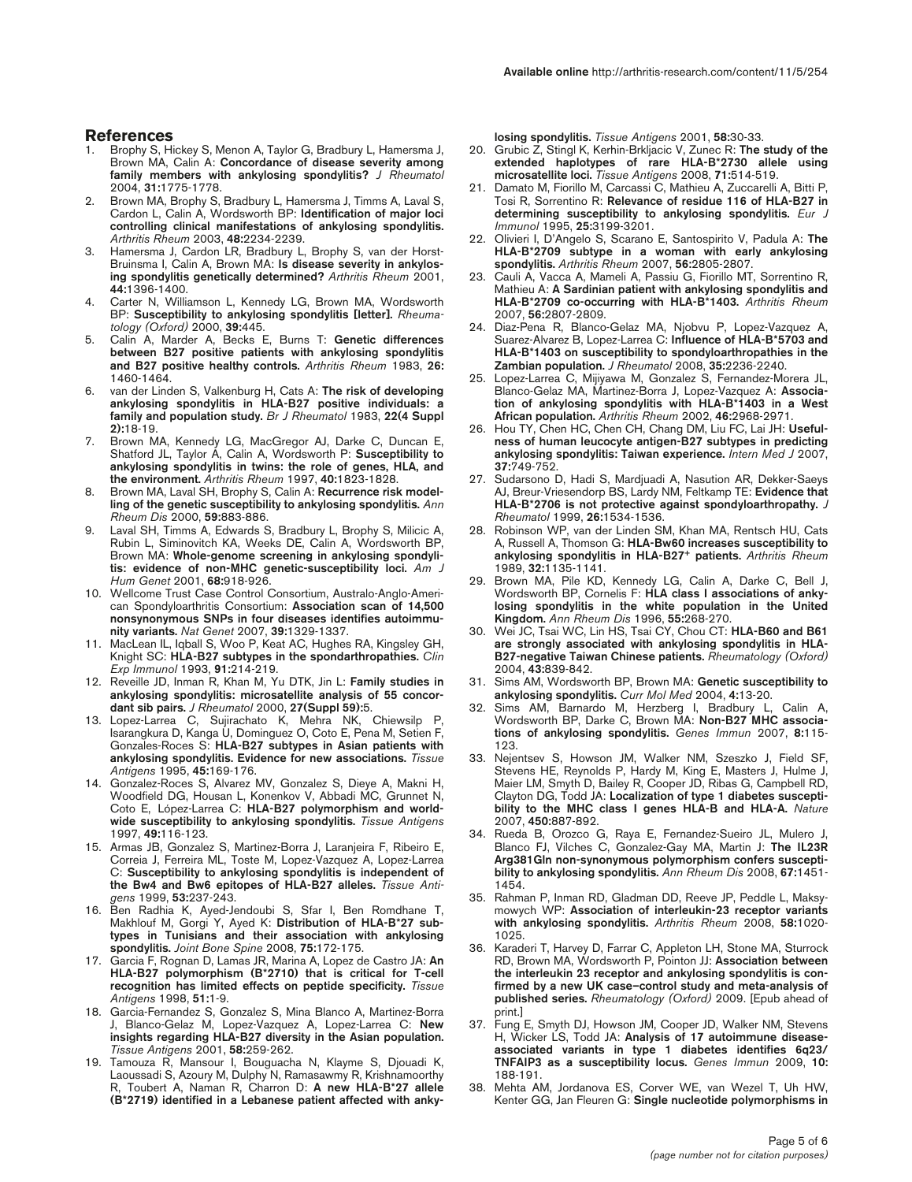## References

1. Brophy S, Hickey S, Menon A, Taylor G, Bradbury L, Hamersma J, Brown MA, Calin A: **Concordance of disease severity among family members with ankylosing spondylitis?** *J Rheumatol* 2004, **31:**1775-1778.
2. Brown MA, Brophy S, Bradbury L, Hamersma J, Timms A, Laval S, Cardon L, Calin A, Wordsworth BP: **Identification of major loci controlling clinical manifestations of ankylosing spondylitis.** *Arthritis Rheum* 2003, **48:**2234-2239.
3. Hamersma J, Cardon LR, Bradbury L, Brophy S, van der Horst-Bruinsma I, Calin A, Brown MA: **Is disease severity in ankylosing spondylitis genetically determined?** *Arthritis Rheum* 2001, **44:**1396-1400.
4. Carter N, Williamson L, Kennedy LG, Brown MA, Wordsworth BP: **Susceptibility to ankylosing spondylitis [letter].** *Rheumatology (Oxford)* 2000, **39:**445.
5. Calin A, Marder A, Becks E, Burns T: **Genetic differences between B27 positive patients with ankylosing spondylitis and B27 positive healthy controls.** *Arthritis Rheum* 1983, **26:** 1460-1464.
6. van der Linden S, Valkenburg H, Cats A: **The risk of developing ankylosing spondylitis in HLA-B27 positive individuals: a family and population study.** *Br J Rheumatol* 1983, **22(4 Suppl 2):**18-19.
7. Brown MA, Kennedy LG, MacGregor AJ, Darke C, Duncan E, Shatford JL, Taylor A, Calin A, Wordsworth P: **Susceptibility to ankylosing spondylitis in twins: the role of genes, HLA, and the environment.** *Arthritis Rheum* 1997, **40:**1823-1828.
8. Brown MA, Laval SH, Brophy S, Calin A: **Recurrence risk modelling of the genetic susceptibility to ankylosing spondylitis.** *Ann Rheum Dis* 2000, **59:**883-886.
9. Laval SH, Timms A, Edwards S, Bradbury L, Brophy S, Milicic A, Rubin L, Siminovitch KA, Weeks DE, Calin A, Wordsworth BP, Brown MA: **Whole-genome screening in ankylosing spondylitis: evidence of non-MHC genetic-susceptibility loci.** *Am J Hum Genet* 2001, **68:**918-926.
10. Wellcome Trust Case Control Consortium, Australo-Anglo-American Spondyloarthritis Consortium: **Association scan of 14,500 nonsynonymous SNPs in four diseases identifies autoimmunity variants.** *Nat Genet* 2007, **39:**1329-1337.
11. MacLean IL, Iqball S, Woo P, Keat AC, Hughes RA, Kingsley GH, Knight SC: **HLA-B27 subtypes in the spondarthropathies.** *Clin Exp Immunol* 1993, **91:**214-219.
12. Reveille JD, Inman R, Khan M, Yu DTK, Jin L: **Family studies in ankylosing spondylitis: microsatellite analysis of 55 concordant sib pairs.** *J Rheumatol* 2000, **27(Suppl 59):**5.
13. Lopez-Larrea C, Sujirachato K, Mehra NK, Chiewsilp P, Isarangkura D, Kanga U, Dominguez O, Coto E, Pena M, Setien F, Gonzales-Roces S: **HLA-B27 subtypes in Asian patients with ankylosing spondylitis. Evidence for new associations.** *Tissue Antigens* 1995, **45:**169-176.
14. Gonzalez-Roces S, Alvarez MV, Gonzalez S, Dieye A, Makni H, Woodfield DG, Housan L, Konenkov V, Abbadi MC, Grunnet N, Coto E, López-Larrea C: **HLA-B27 polymorphism and worldwide susceptibility to ankylosing spondylitis.** *Tissue Antigens* 1997, **49:**116-123.
15. Armas JB, Gonzalez S, Martinez-Borra J, Laranjeira F, Ribeiro E, Correia J, Ferreira ML, Toste M, Lopez-Vazquez A, Lopez-Larrea C: **Susceptibility to ankylosing spondylitis is independent of the Bw4 and Bw6 epitopes of HLA-B27 alleles.** *Tissue Antigens* 1999, **53:**237-243.
16. Ben Radhia K, Ayed-Jendoubi S, Sfar I, Ben Romdhane T, Makhlouf M, Gorgi Y, Ayed K: **Distribution of HLA-B*27 subtypes in Tunisians and their association with ankylosing spondylitis.** *Joint Bone Spine* 2008, **75:**172-175.
17. Garcia F, Rognan D, Lamas JR, Marina A, Lopez de Castro JA: **An HLA-B27 polymorphism (B*2710) that is critical for T-cell recognition has limited effects on peptide specificity.** *Tissue Antigens* 1998, **51:**1-9.
18. Garcia-Fernandez S, Gonzalez S, Mina Blanco A, Martinez-Borra J, Blanco-Gelaz M, Lopez-Vazquez A, Lopez-Larrea C: **New insights regarding HLA-B27 diversity in the Asian population.** *Tissue Antigens* 2001, **58:**259-262.
19. Tamouza R, Mansour I, Bouguacha N, Klayme S, Djouadi K, Laoussadi S, Azoury M, Dulphy N, Ramasawmy R, Krishnamoorthy R, Toubert A, Naman R, Charron D: **A new HLA-B*27 allele (B*2719) identified in a Lebanese patient affected with ankylosing spondylitis.** *Tissue Antigens* 2001, **58:**30-33.
20. Grubic Z, Stingl K, Kerhin-Brkljacic V, Zunec R: **The study of the extended haplotypes of rare HLA-B*2730 allele using microsatellite loci.** *Tissue Antigens* 2008, **71:**514-519.
21. Damato M, Fiorillo M, Carcassi C, Mathieu A, Zuccarelli A, Bitti P, Tosi R, Sorrentino R: **Relevance of residue 116 of HLA-B27 in determining susceptibility to ankylosing spondylitis.** *Eur J Immunol* 1995, **25:**3199-3201.
22. Olivieri I, D'Angelo S, Scarano E, Santospirito V, Padula A: **The HLA-B*2709 subtype in a woman with early ankylosing spondylitis.** *Arthritis Rheum* 2007, **56:**2805-2807.
23. Cauli A, Vacca A, Mameli A, Passiu G, Fiorillo MT, Sorrentino R, Mathieu A: **A Sardinian patient with ankylosing spondylitis and HLA-B*2709 co-occurring with HLA-B*1403.** *Arthritis Rheum* 2007, **56:**2807-2809.
24. Diaz-Pena R, Blanco-Gelaz MA, Njobvu P, Lopez-Vazquez A, Suarez-Alvarez B, Lopez-Larrea C: **Influence of HLA-B*5703 and HLA-B*1403 on susceptibility to spondyloarthropathies in the Zambian population.** *J Rheumatol* 2008, **35:**2236-2240.
25. Lopez-Larrea C, Mijiyawa M, Gonzalez S, Fernandez-Morera JL, Blanco-Gelaz MA, Martinez-Borra J, Lopez-Vazquez A: **Association of ankylosing spondylitis with HLA-B*1403 in a West African population.** *Arthritis Rheum* 2002, **46:**2968-2971.
26. Hou TY, Chen HC, Chen CH, Chang DM, Liu FC, Lai JH: **Usefulness of human leucocyte antigen-B27 subtypes in predicting ankylosing spondylitis: Taiwan experience.** *Intern Med J* 2007, **37:**749-752.
27. Sudarsono D, Hadi S, Mardjuadi A, Nasution AR, Dekker-Saeys AJ, Breur-Vriesendorp BS, Lardy NM, Feltkamp TE: **Evidence that HLA-B*2706 is not protective against spondyloarthropathy.** *J Rheumatol* 1999, **26:**1534-1536.
28. Robinson WP, van der Linden SM, Khan MA, Rentsch HU, Cats A, Russell A, Thomson G: **HLA-Bw60 increases susceptibility to ankylosing spondylitis in HLA-B27+ patients.** *Arthritis Rheum* 1989, **32:**1135-1141.
29. Brown MA, Pile KD, Kennedy LG, Calin A, Darke C, Bell J, Wordsworth BP, Cornelis F: **HLA class I associations of ankylosing spondylitis in the white population in the United Kingdom.** *Ann Rheum Dis* 1996, **55:**268-270.
30. Wei JC, Tsai WC, Lin HS, Tsai CY, Chou CT: **HLA-B60 and B61 are strongly associated with ankylosing spondylitis in HLA-B27-negative Taiwan Chinese patients.** *Rheumatology (Oxford)* 2004, **43:**839-842.
31. Sims AM, Wordsworth BP, Brown MA: **Genetic susceptibility to ankylosing spondylitis.** *Curr Mol Med* 2004, **4:**13-20.
32. Sims AM, Barnardo M, Herzberg I, Bradbury L, Calin A, Wordsworth BP, Darke C, Brown MA: **Non-B27 MHC associations of ankylosing spondylitis.** *Genes Immun* 2007, **8:**115-123.
33. Nejentsev S, Howson JM, Walker NM, Szeszko J, Field SF, Stevens HE, Reynolds P, Hardy M, King E, Masters J, Hulme J, Maier LM, Smyth D, Bailey R, Cooper JD, Ribas G, Campbell RD, Clayton DG, Todd JA: **Localization of type 1 diabetes susceptibility to the MHC class I genes HLA-B and HLA-A.** *Nature* 2007, **450:**887-892.
34. Rueda B, Orozco G, Raya E, Fernandez-Sueiro JL, Mulero J, Blanco FJ, Vilches C, Gonzalez-Gay MA, Martin J: **The IL23R Arg381Gln non-synonymous polymorphism confers susceptibility to ankylosing spondylitis.** *Ann Rheum Dis* 2008, **67:**1451-1454.
35. Rahman P, Inman RD, Gladman DD, Reeve JP, Peddle L, Maksymowych WP: **Association of interleukin-23 receptor variants with ankylosing spondylitis.** *Arthritis Rheum* 2008, **58:**1020-1025.
36. Karaderi T, Harvey D, Farrar C, Appleton LH, Stone MA, Sturrock RD, Brown MA, Wordsworth P, Pointon JJ: **Association between the interleukin 23 receptor and ankylosing spondylitis is confirmed by a new UK case–control study and meta-analysis of published series.** *Rheumatology (Oxford)* 2009. [Epub ahead of print.]
37. Fung E, Smyth DJ, Howson JM, Cooper JD, Walker NM, Stevens H, Wicker LS, Todd JA: **Analysis of 17 autoimmune disease-associated variants in type 1 diabetes identifies 6q23/TNFAIP3 as a susceptibility locus.** *Genes Immun* 2009, **10:** 188-191.
38. Mehta AM, Jordanova ES, Corver WE, van Wezel T, Uh HW, Kenter GG, Jan Fleuren G: **Single nucleotide polymorphisms in**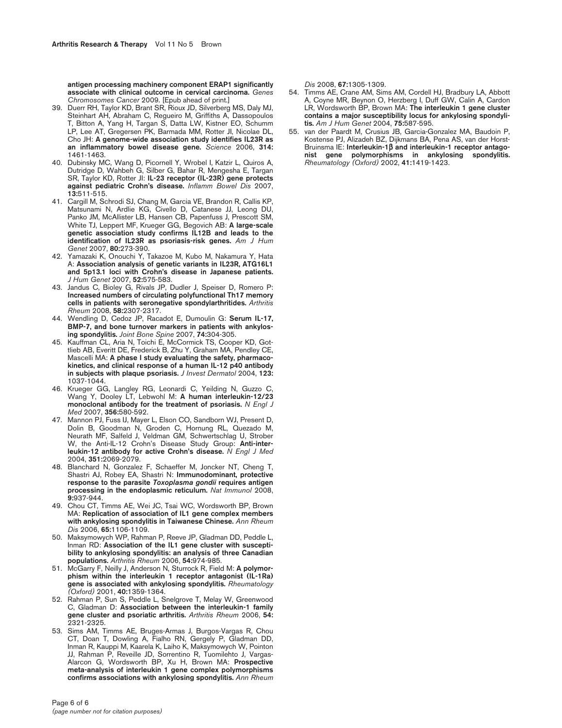antigen processing machinery component ERAP1 significantly associate with clinical outcome in cervical carcinoma. *Genes Chromosomes Cancer* 2009. [Epub ahead of print.]

39. Duerr RH, Taylor KD, Brant SR, Rioux JD, Silverberg MS, Daly MJ, Steinhart AH, Abraham C, Regueiro M, Griffiths A, Dassopoulos T, Bitton A, Yang H, Targan S, Datta LW, Kistner EO, Schumm LP, Lee AT, Gregersen PK, Barmada MM, Rotter JI, Nicolae DL, Cho JH: **A genome-wide association study identifies IL23R as an inflammatory bowel disease gene.** *Science* 2006, **314:**1461-1463.
40. Dubinsky MC, Wang D, Picornell Y, Wrobel I, Katzir L, Quiros A, Dutridge D, Wahbeh G, Silber G, Bahar R, Mengesha E, Targan SR, Taylor KD, Rotter JI: **IL-23 receptor (IL-23R) gene protects against pediatric Crohn's disease.** *Inflamm Bowel Dis* 2007, **13:**511-515.
41. Cargill M, Schrodi SJ, Chang M, Garcia VE, Brandon R, Callis KP, Matsunami N, Ardlie KG, Civello D, Catanese JJ, Leong DU, Panko JM, McAllister LB, Hansen CB, Papenfuss J, Prescott SM, White TJ, Leppert MF, Krueger GG, Begovich AB: **A large-scale genetic association study confirms IL12B and leads to the identification of IL23R as psoriasis-risk genes.** *Am J Hum Genet* 2007, **80:**273-390.
42. Yamazaki K, Onouchi Y, Takazoe M, Kubo M, Nakamura Y, Hata A: **Association analysis of genetic variants in IL23R, ATG16L1 and 5p13.1 loci with Crohn's disease in Japanese patients.** *J Hum Genet* 2007, **52:**575-583.
43. Jandus C, Bioley G, Rivals JP, Dudler J, Speiser D, Romero P: **Increased numbers of circulating polyfunctional Th17 memory cells in patients with seronegative spondylarthritides.** *Arthritis Rheum* 2008, **58:**2307-2317.
44. Wendling D, Cedoz JP, Racadot E, Dumoulin G: **Serum IL-17, BMP-7, and bone turnover markers in patients with ankylosing spondylitis.** *Joint Bone Spine* 2007, **74:**304-305.
45. Kauffman CL, Aria N, Toichi E, McCormick TS, Cooper KD, Gottlieb AB, Everitt DE, Frederick B, Zhu Y, Graham MA, Pendley CE, Mascelli MA: **A phase I study evaluating the safety, pharmacokinetics, and clinical response of a human IL-12 p40 antibody in subjects with plaque psoriasis.** *J Invest Dermatol* 2004, **123:**1037-1044.
46. Krueger GG, Langley RG, Leonardi C, Yeilding N, Guzzo C, Wang Y, Dooley LT, Lebwohl M: **A human interleukin-12/23 monoclonal antibody for the treatment of psoriasis.** *N Engl J Med* 2007, **356:**580-592.
47. Mannon PJ, Fuss IJ, Mayer L, Elson CO, Sandborn WJ, Present D, Dolin B, Goodman N, Groden C, Hornung RL, Quezado M, Neurath MF, Salfeld J, Veldman GM, Schwertschlag U, Strober W, the Anti-IL-12 Crohn's Disease Study Group: **Anti-interleukin-12 antibody for active Crohn's disease.** *N Engl J Med* 2004, **351:**2069-2079.
48. Blanchard N, Gonzalez F, Schaeffer M, Joncker NT, Cheng T, Shastri AJ, Robey EA, Shastri N: **Immunodominant, protective response to the parasite *Toxoplasma gondii* requires antigen processing in the endoplasmic reticulum.** *Nat Immunol* 2008, **9:**937-944.
49. Chou CT, Timms AE, Wei JC, Tsai WC, Wordsworth BP, Brown MA: **Replication of association of IL1 gene complex members with ankylosing spondylitis in Taiwanese Chinese.** *Ann Rheum Dis* 2006, **65:**1106-1109.
50. Maksymowych WP, Rahman P, Reeve JP, Gladman DD, Peddle L, Inman RD: **Association of the IL1 gene cluster with susceptibility to ankylosing spondylitis: an analysis of three Canadian populations.** *Arthritis Rheum* 2006, **54:**974-985.
51. McGarry F, Neilly J, Anderson N, Sturrock R, Field M: **A polymorphism within the interleukin 1 receptor antagonist (IL-1Ra) gene is associated with ankylosing spondylitis.** *Rheumatology (Oxford)* 2001, **40:**1359-1364.
52. Rahman P, Sun S, Peddle L, Snelgrove T, Melay W, Greenwood C, Gladman D: **Association between the interleukin-1 family gene cluster and psoriatic arthritis.** *Arthritis Rheum* 2006, **54:**2321-2325.
53. Sims AM, Timms AE, Bruges-Armas J, Burgos-Vargas R, Chou CT, Doan T, Dowling A, Fialho RN, Gergely P, Gladman DD, Inman R, Kauppi M, Kaarela K, Laiho K, Maksymowych W, Pointon JJ, Rahman P, Reveille JD, Sorrentino R, Tuomilehto J, Vargas-Alarcon G, Wordsworth BP, Xu H, Brown MA: **Prospective meta-analysis of interleukin 1 gene complex polymorphisms confirms associations with ankylosing spondylitis.** *Ann Rheum Dis* 2008, **67:**1305-1309.
54. Timms AE, Crane AM, Sims AM, Cordell HJ, Bradbury LA, Abbott A, Coyne MR, Beynon O, Herzberg I, Duff GW, Calin A, Cardon LR, Wordsworth BP, Brown MA: **The interleukin 1 gene cluster contains a major susceptibility locus for ankylosing spondylitis.** *Am J Hum Genet* 2004, **75:**587-595.
55. van der Paardt M, Crusius JB, Garcia-Gonzalez MA, Baudoin P, Kostense PJ, Alizadeh BZ, Dijkmans BA, Pena AS, van der Horst-Bruinsma IE: **Interleukin-1β and interleukin-1 receptor antagonist gene polymorphisms in ankylosing spondylitis.** *Rheumatology (Oxford)* 2002, **41:**1419-1423.